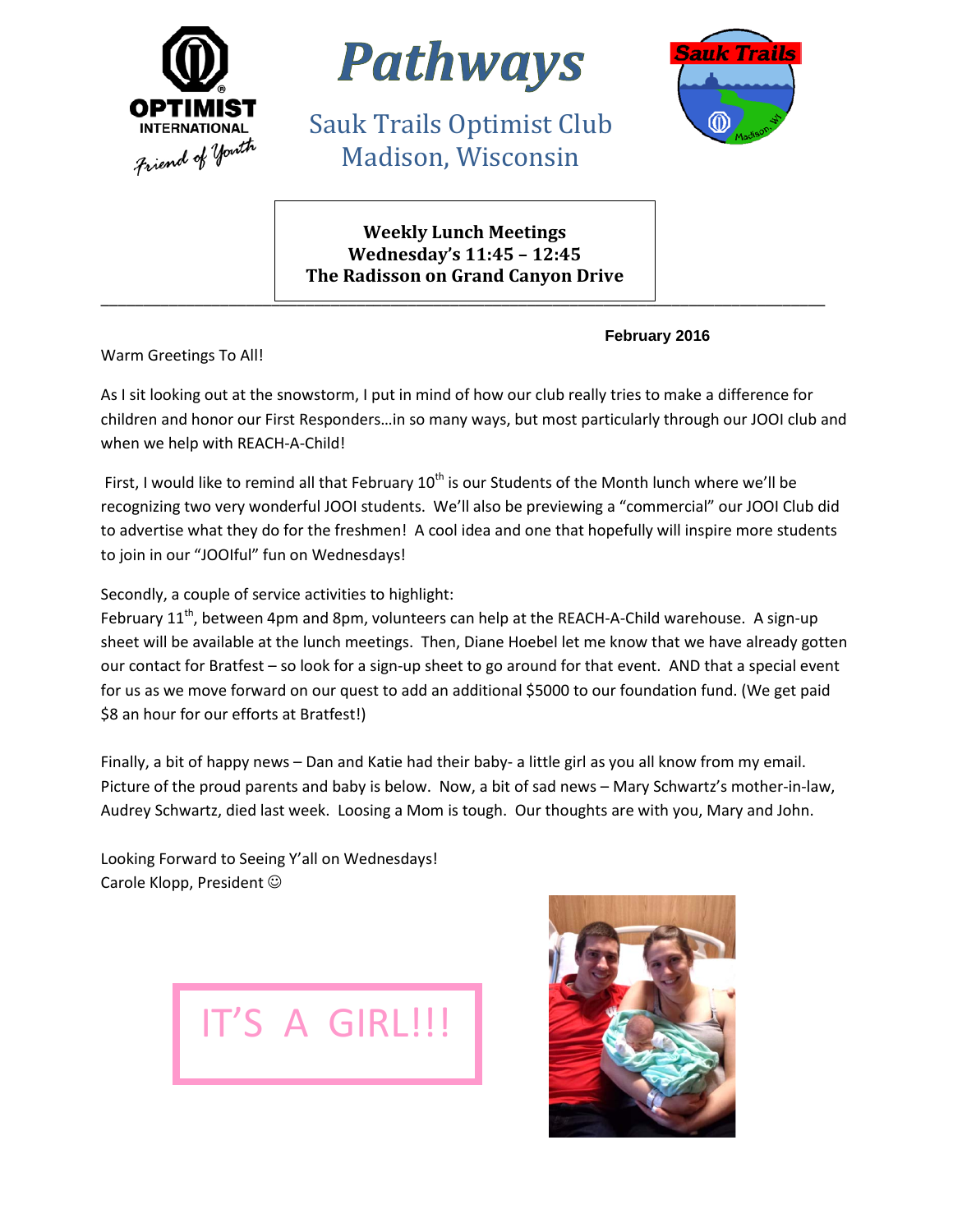OPTIMIST INTERNATIONAL

*Friend of Youth*

# *Pathways*

Sauk Trails Optimist Club
Madison, Wisconsin

**Weekly Lunch Meetings**
**Wednesday's 11:45 – 12:45**
**The Radisson on Grand Canyon Drive**

**February 2016**

Warm Greetings To All!

As I sit looking out at the snowstorm, I put in mind of how our club really tries to make a difference for children and honor our First Responders…in so many ways, but most particularly through our JOOI club and when we help with REACH-A-Child!

First, I would like to remind all that February 10th is our Students of the Month lunch where we'll be recognizing two very wonderful JOOI students. We'll also be previewing a "commercial" our JOOI Club did to advertise what they do for the freshmen! A cool idea and one that hopefully will inspire more students to join in our "JOOIful" fun on Wednesdays!

Secondly, a couple of service activities to highlight:
February 11th, between 4pm and 8pm, volunteers can help at the REACH-A-Child warehouse. A sign-up sheet will be available at the lunch meetings. Then, Diane Hoebel let me know that we have already gotten our contact for Bratfest – so look for a sign-up sheet to go around for that event. AND that a special event for us as we move forward on our quest to add an additional $5000 to our foundation fund. (We get paid $8 an hour for our efforts at Bratfest!)

Finally, a bit of happy news – Dan and Katie had their baby- a little girl as you all know from my email. Picture of the proud parents and baby is below. Now, a bit of sad news – Mary Schwartz's mother-in-law, Audrey Schwartz, died last week. Loosing a Mom is tough. Our thoughts are with you, Mary and John.

Looking Forward to Seeing Y'all on Wednesdays!
Carole Klopp, President ☺

IT'S A GIRL!!!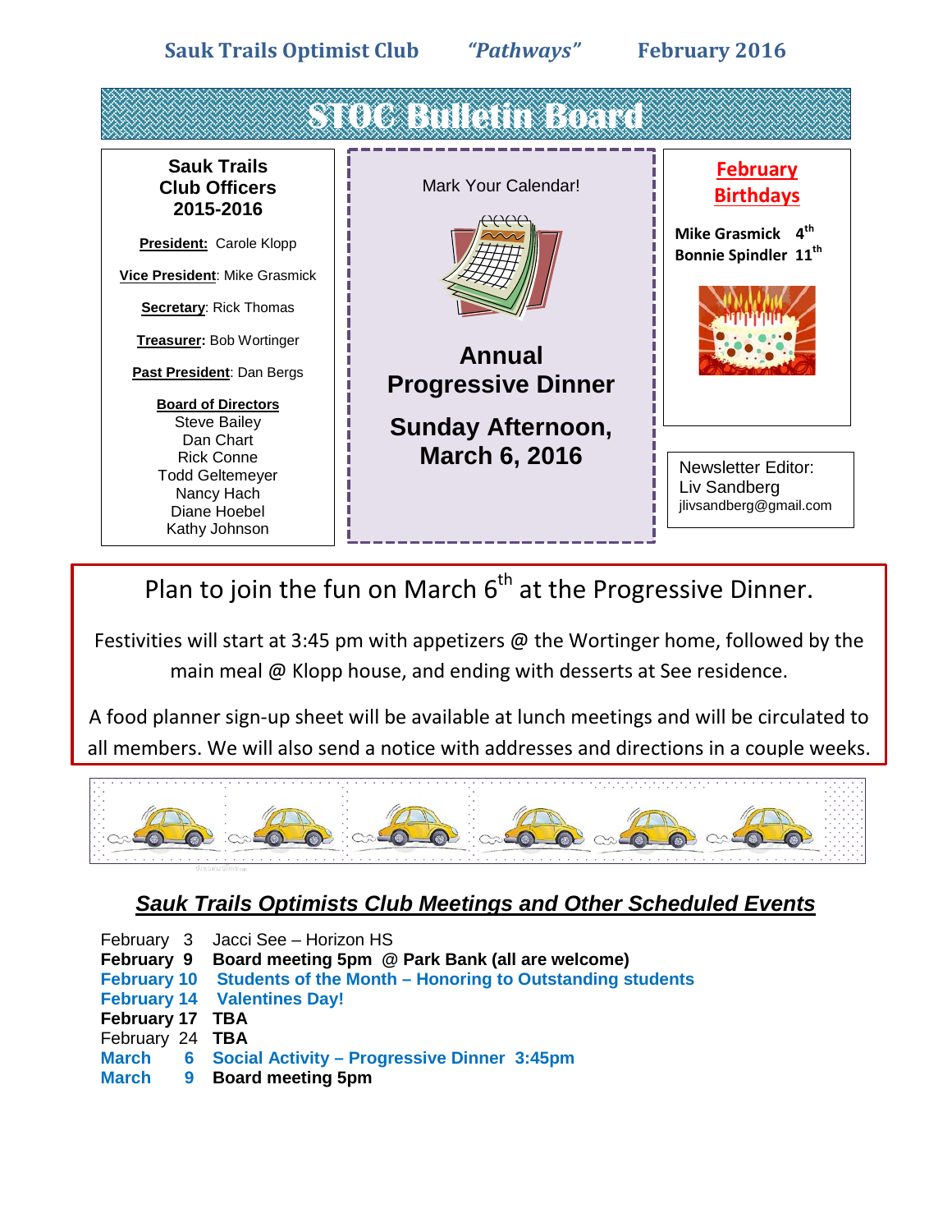Sauk Trails Optimist Club *"Pathways"* February 2016

# STOC Bulletin Board

**Sauk Trails Club Officers 2015-2016**

**President:** Carole Klopp

**Vice President**: Mike Grasmick

**Secretary**: Rick Thomas

**Treasurer:** Bob Wortinger

**Past President**: Dan Bergs

**Board of Directors**
Steve Bailey
Dan Chart
Rick Conne
Todd Geltemeyer
Nancy Hach
Diane Hoebel
Kathy Johnson

Mark Your Calendar!

**Annual Progressive Dinner**

**Sunday Afternoon, March 6, 2016**

**February Birthdays**

**Mike Grasmick 4th**
**Bonnie Spindler 11th**

Newsletter Editor:
Liv Sandberg
jlivsandberg@gmail.com

Plan to join the fun on March 6th at the Progressive Dinner.

Festivities will start at 3:45 pm with appetizers @ the Wortinger home, followed by the main meal @ Klopp house, and ending with desserts at See residence.

A food planner sign-up sheet will be available at lunch meetings and will be circulated to all members. We will also send a notice with addresses and directions in a couple weeks.

## *Sauk Trails Optimists Club Meetings and Other Scheduled Events*

February 3 Jacci See – Horizon HS
**February 9 Board meeting 5pm @ Park Bank (all are welcome)**
**February 10 Students of the Month – Honoring to Outstanding students**
**February 14 Valentines Day!**
**February 17 TBA**
February 24 **TBA**
**March 6 Social Activity – Progressive Dinner 3:45pm**
**March 9 Board meeting 5pm**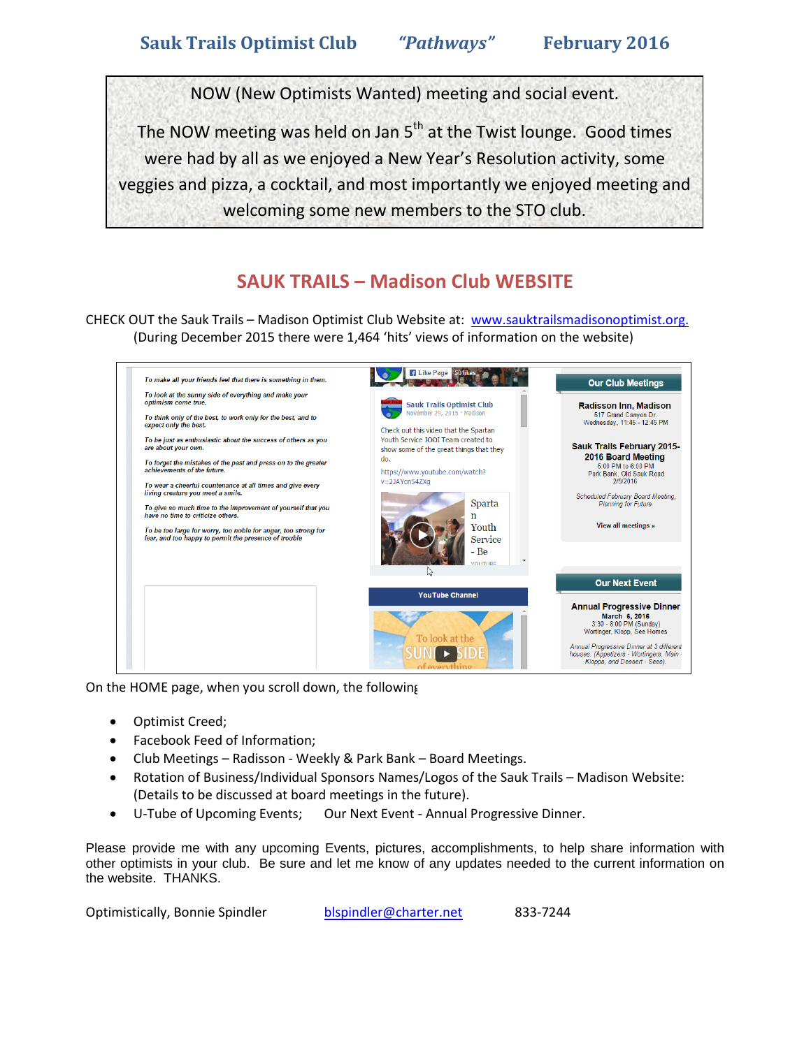NOW (New Optimists Wanted) meeting and social event.

The NOW meeting was held on Jan 5th at the Twist lounge. Good times were had by all as we enjoyed a New Year's Resolution activity, some veggies and pizza, a cocktail, and most importantly we enjoyed meeting and welcoming some new members to the STO club.

## SAUK TRAILS – Madison Club WEBSITE

CHECK OUT the Sauk Trails – Madison Optimist Club Website at: www.sauktrailsmadisonoptimist.org.
(During December 2015 there were 1,464 'hits' views of information on the website)

*To make all your friends feel that there is something in them.*

*To look at the sunny side of everything and make your optimism come true.*

*To think only of the best, to work only for the best, and to expect only the best.*

*To be just as enthusiastic about the success of others as you are about your own.*

*To forget the mistakes of the past and press on to the greater achievements of the future.*

*To wear a cheerful countenance at all times and give every living creature you meet a smile.*

*To give so much time to the improvement of yourself that you have no time to criticize others.*

*To be too large for worry, too noble for anger, too strong for fear, and too happy to permit the presence of trouble*

Like Page 50 likes

**Sauk Trails Optimist Club**
November 29, 2015 · Madison

Check out this video that the Spartan Youth Service JOOI Team created to show some of the great things that they do.
https://www.youtube.com/watch?v=2JAYcn54ZXg

Spartan Youth Service - Be
YOUTUBE

YouTube Channel

To look at the SUNNY SIDE of everything

**Our Club Meetings**

**Radisson Inn, Madison**
517 Grand Canyon Dr.
Wednesday, 11:45 - 12:45 PM

**Sauk Trails February 2015-2016 Board Meeting**
5:00 PM to 6:00 PM
Park Bank, Old Sauk Road
2/9/2016

*Scheduled February Board Meeting, Planning for Future*

View all meetings »

**Our Next Event**

**Annual Progressive Dinner**
**March 6, 2016**
3:30 - 8:00 PM (Sunday)
Wortinger, Klopp, See Homes

*Annual Progressive Dinner at 3 different houses. (Appetizers - Wortingers, Main - Klopps, and Dessert - Sees)*

On the HOME page, when you scroll down, the following

- Optimist Creed;
- Facebook Feed of Information;
- Club Meetings – Radisson - Weekly & Park Bank – Board Meetings.
- Rotation of Business/Individual Sponsors Names/Logos of the Sauk Trails – Madison Website: (Details to be discussed at board meetings in the future).
- U-Tube of Upcoming Events; Our Next Event - Annual Progressive Dinner.

Please provide me with any upcoming Events, pictures, accomplishments, to help share information with other optimists in your club. Be sure and let me know of any updates needed to the current information on the website. THANKS.

Optimistically, Bonnie Spindler blspindler@charter.net 833-7244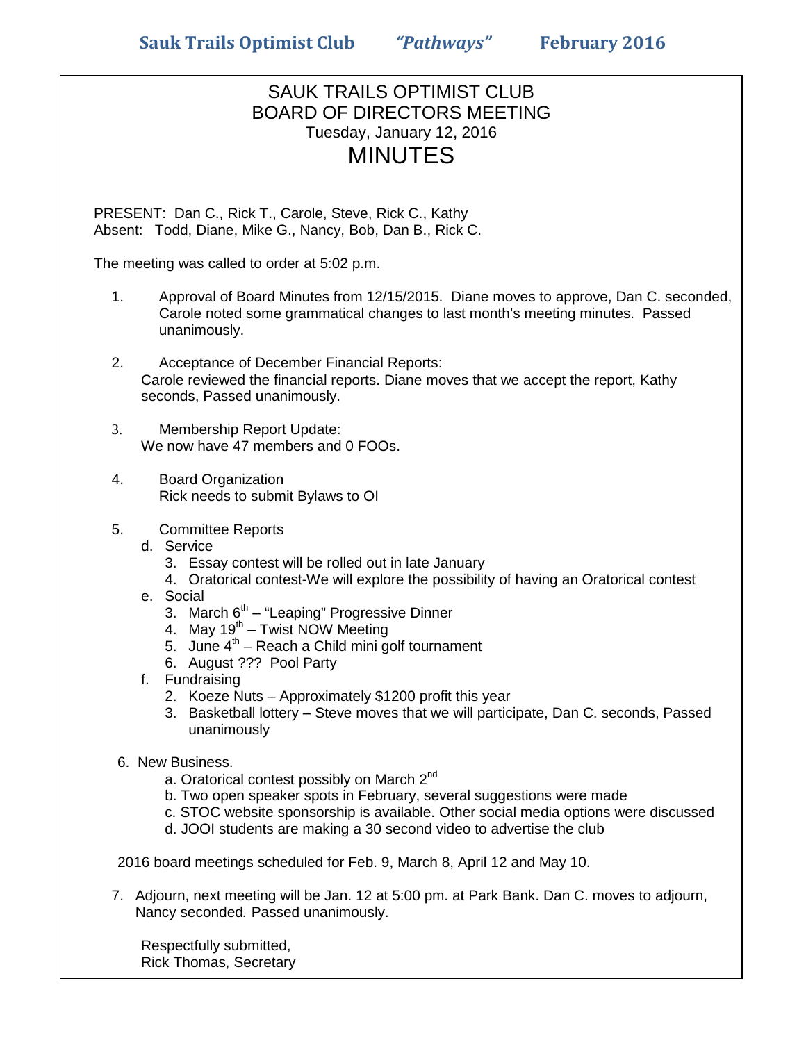# SAUK TRAILS OPTIMIST CLUB
## BOARD OF DIRECTORS MEETING
Tuesday, January 12, 2016

## MINUTES

PRESENT: Dan C., Rick T., Carole, Steve, Rick C., Kathy
Absent: Todd, Diane, Mike G., Nancy, Bob, Dan B., Rick C.

The meeting was called to order at 5:02 p.m.

1. Approval of Board Minutes from 12/15/2015. Diane moves to approve, Dan C. seconded, Carole noted some grammatical changes to last month's meeting minutes. Passed unanimously.

2. Acceptance of December Financial Reports:
   Carole reviewed the financial reports. Diane moves that we accept the report, Kathy seconds, Passed unanimously.

3. Membership Report Update:
   We now have 47 members and 0 FOOs.

4. Board Organization
   Rick needs to submit Bylaws to OI

5. Committee Reports
   d. Service
      3. Essay contest will be rolled out in late January
      4. Oratorical contest-We will explore the possibility of having an Oratorical contest
   e. Social
      3. March 6th – "Leaping" Progressive Dinner
      4. May 19th – Twist NOW Meeting
      5. June 4th – Reach a Child mini golf tournament
      6. August ??? Pool Party
   f. Fundraising
      2. Koeze Nuts – Approximately $1200 profit this year
      3. Basketball lottery – Steve moves that we will participate, Dan C. seconds, Passed unanimously

6. New Business.
   a. Oratorical contest possibly on March 2nd
   b. Two open speaker spots in February, several suggestions were made
   c. STOC website sponsorship is available. Other social media options were discussed
   d. JOOI students are making a 30 second video to advertise the club

2016 board meetings scheduled for Feb. 9, March 8, April 12 and May 10.

7. Adjourn, next meeting will be Jan. 12 at 5:00 pm. at Park Bank. Dan C. moves to adjourn, Nancy seconded. Passed unanimously.

Respectfully submitted,
Rick Thomas, Secretary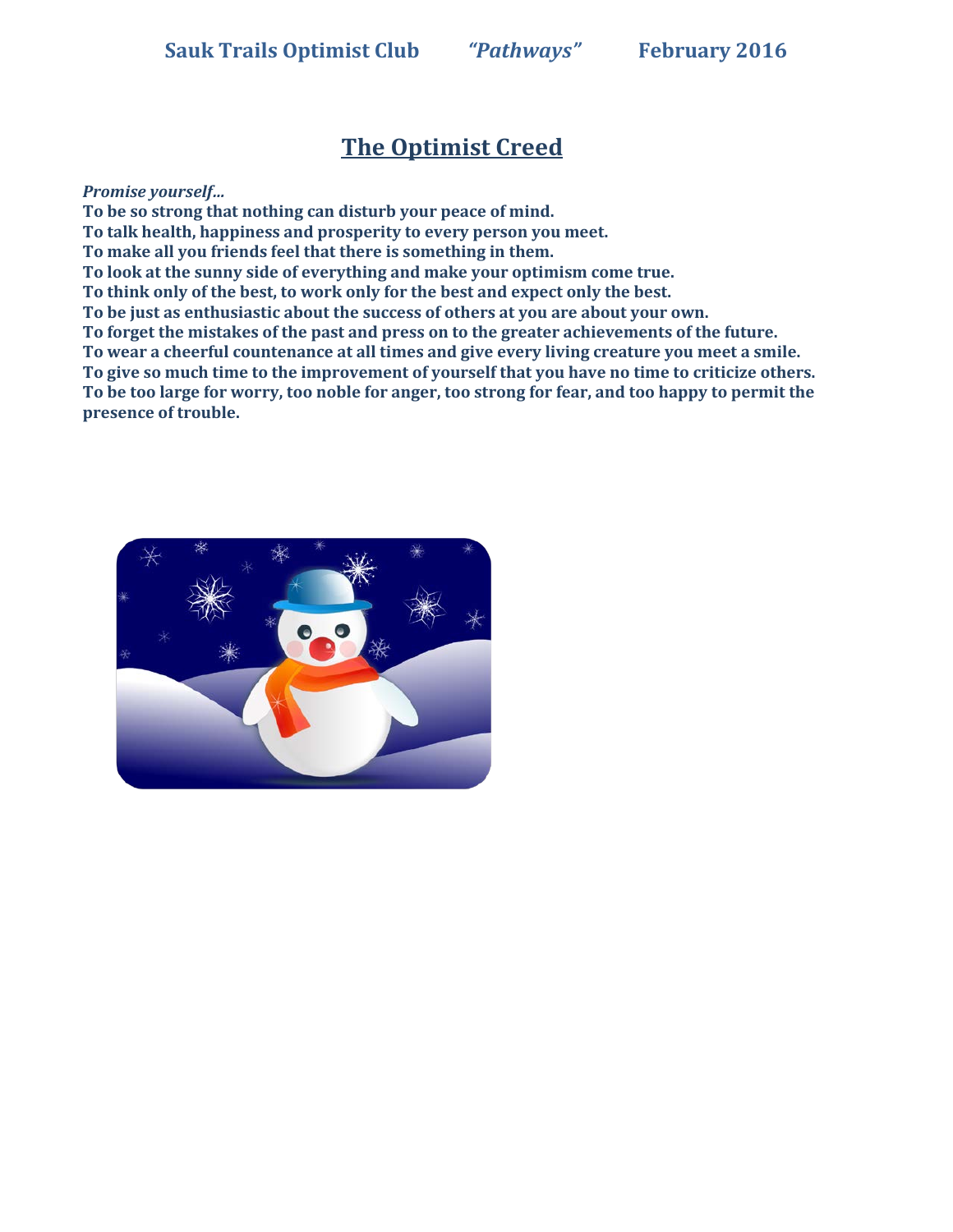# The Optimist Creed

***Promise yourself…***

**To be so strong that nothing can disturb your peace of mind.**
**To talk health, happiness and prosperity to every person you meet.**
**To make all you friends feel that there is something in them.**
**To look at the sunny side of everything and make your optimism come true.**
**To think only of the best, to work only for the best and expect only the best.**
**To be just as enthusiastic about the success of others at you are about your own.**
**To forget the mistakes of the past and press on to the greater achievements of the future.**
**To wear a cheerful countenance at all times and give every living creature you meet a smile.**
**To give so much time to the improvement of yourself that you have no time to criticize others.**
**To be too large for worry, too noble for anger, too strong for fear, and too happy to permit the presence of trouble.**